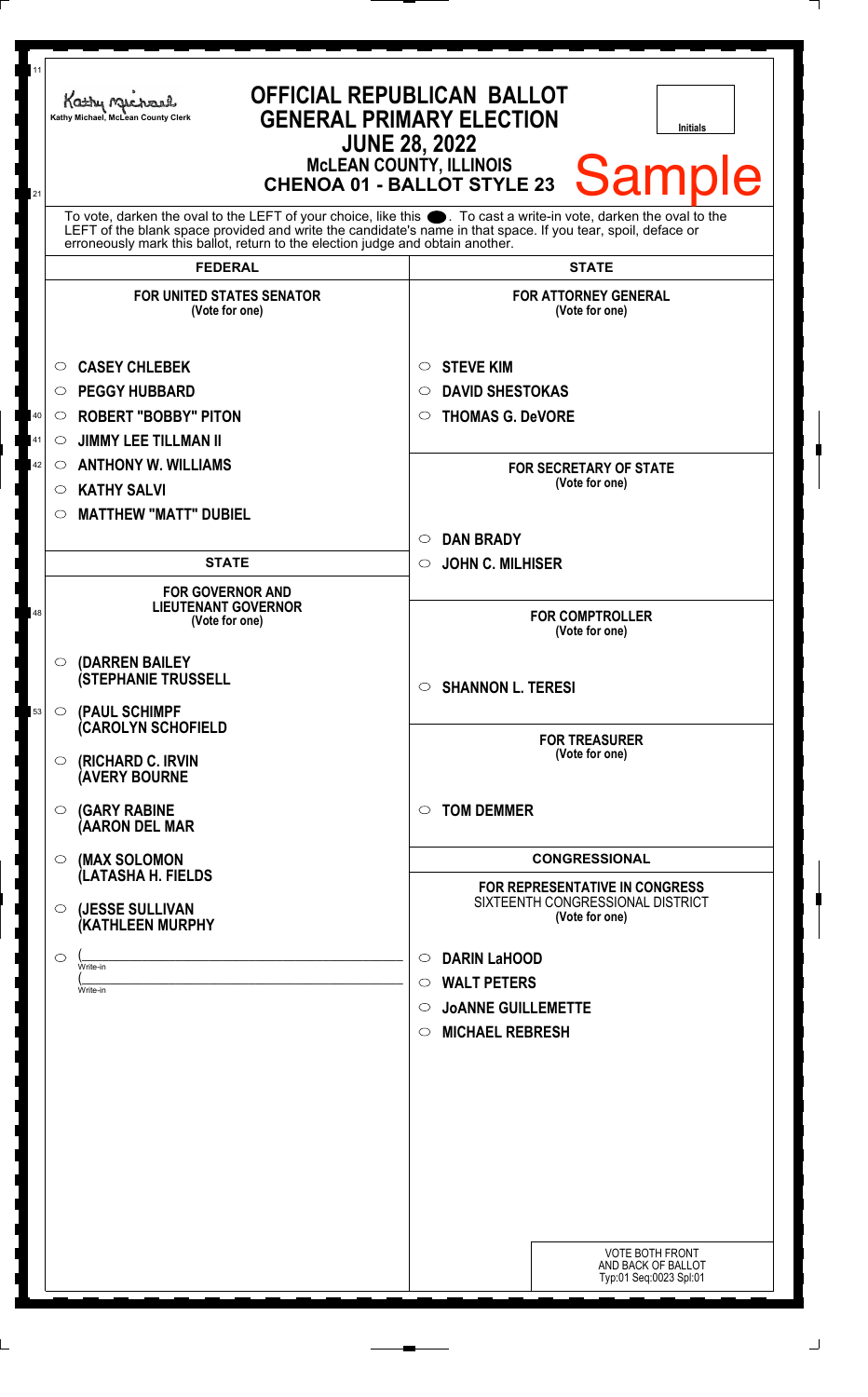Kathy Michael, McLean County Clerk

# OFFICIAL REPUBLICAN BALLOT
## GENERAL PRIMARY ELECTION
## JUNE 28, 2022
### McLEAN COUNTY, ILLINOIS
### CHENOA 01 - BALLOT STYLE 23

Initials

Sample

To vote, darken the oval to the LEFT of your choice, like this ●. To cast a write-in vote, darken the oval to the LEFT of the blank space provided and write the candidate's name in that space. If you tear, spoil, deface or erroneously mark this ballot, return to the election judge and obtain another.

## FEDERAL

**FOR UNITED STATES SENATOR**
(Vote for one)

- ○ CASEY CHLEBEK
- ○ PEGGY HUBBARD
- ○ ROBERT "BOBBY" PITON
- ○ JIMMY LEE TILLMAN II
- ○ ANTHONY W. WILLIAMS
- ○ KATHY SALVI
- ○ MATTHEW "MATT" DUBIEL

## STATE

**FOR GOVERNOR AND LIEUTENANT GOVERNOR**
(Vote for one)

- ○ (DARREN BAILEY (STEPHANIE TRUSSELL
- ○ (PAUL SCHIMPF (CAROLYN SCHOFIELD
- ○ (RICHARD C. IRVIN (AVERY BOURNE
- ○ (GARY RABINE (AARON DEL MAR
- ○ (MAX SOLOMON (LATASHA H. FIELDS
- ○ (JESSE SULLIVAN (KATHLEEN MURPHY
- ○ (\_\_\_\_\_\_\_\_\_\_ Write-in (\_\_\_\_\_\_\_\_\_\_ Write-in

## STATE

**FOR ATTORNEY GENERAL**
(Vote for one)

- ○ STEVE KIM
- ○ DAVID SHESTOKAS
- ○ THOMAS G. DeVORE

**FOR SECRETARY OF STATE**
(Vote for one)

- ○ DAN BRADY
- ○ JOHN C. MILHISER

**FOR COMPTROLLER**
(Vote for one)

- ○ SHANNON L. TERESI

**FOR TREASURER**
(Vote for one)

- ○ TOM DEMMER

## CONGRESSIONAL

**FOR REPRESENTATIVE IN CONGRESS**
SIXTEENTH CONGRESSIONAL DISTRICT
(Vote for one)

- ○ DARIN LaHOOD
- ○ WALT PETERS
- ○ JoANNE GUILLEMETTE
- ○ MICHAEL REBRESH

VOTE BOTH FRONT AND BACK OF BALLOT
Typ:01 Seq:0023 Spl:01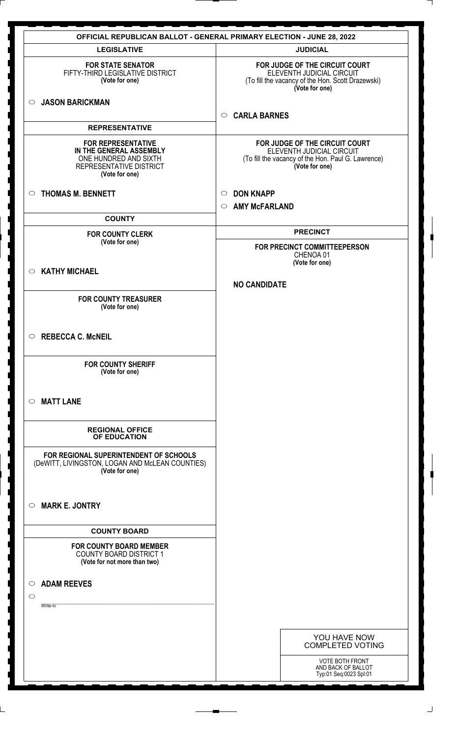# OFFICIAL REPUBLICAN BALLOT - GENERAL PRIMARY ELECTION - JUNE 28, 2022

## LEGISLATIVE

**FOR STATE SENATOR**
FIFTY-THIRD LEGISLATIVE DISTRICT
**(Vote for one)**

○ **JASON BARICKMAN**

## REPRESENTATIVE

**FOR REPRESENTATIVE IN THE GENERAL ASSEMBLY**
ONE HUNDRED AND SIXTH
REPRESENTATIVE DISTRICT
**(Vote for one)**

○ **THOMAS M. BENNETT**

## COUNTY

**FOR COUNTY CLERK**
**(Vote for one)**

○ **KATHY MICHAEL**

**FOR COUNTY TREASURER**
**(Vote for one)**

○ **REBECCA C. McNEIL**

**FOR COUNTY SHERIFF**
**(Vote for one)**

○ **MATT LANE**

## REGIONAL OFFICE OF EDUCATION

**FOR REGIONAL SUPERINTENDENT OF SCHOOLS**
(DeWITT, LIVINGSTON, LOGAN AND McLEAN COUNTIES)
**(Vote for one)**

○ **MARK E. JONTRY**

## COUNTY BOARD

**FOR COUNTY BOARD MEMBER**
COUNTY BOARD DISTRICT 1
**(Vote for not more than two)**

○ **ADAM REEVES**

○ ______________________
Write-in

## JUDICIAL

**FOR JUDGE OF THE CIRCUIT COURT**
ELEVENTH JUDICIAL CIRCUIT
(To fill the vacancy of the Hon. Scott Drazewski)
**(Vote for one)**

○ **CARLA BARNES**

**FOR JUDGE OF THE CIRCUIT COURT**
ELEVENTH JUDICIAL CIRCUIT
(To fill the vacancy of the Hon. Paul G. Lawrence)
**(Vote for one)**

○ **DON KNAPP**

○ **AMY McFARLAND**

## PRECINCT

**FOR PRECINCT COMMITTEEPERSON**
CHENOA 01
**(Vote for one)**

**NO CANDIDATE**

YOU HAVE NOW COMPLETED VOTING

VOTE BOTH FRONT AND BACK OF BALLOT
Typ:01 Seq:0023 Spl:01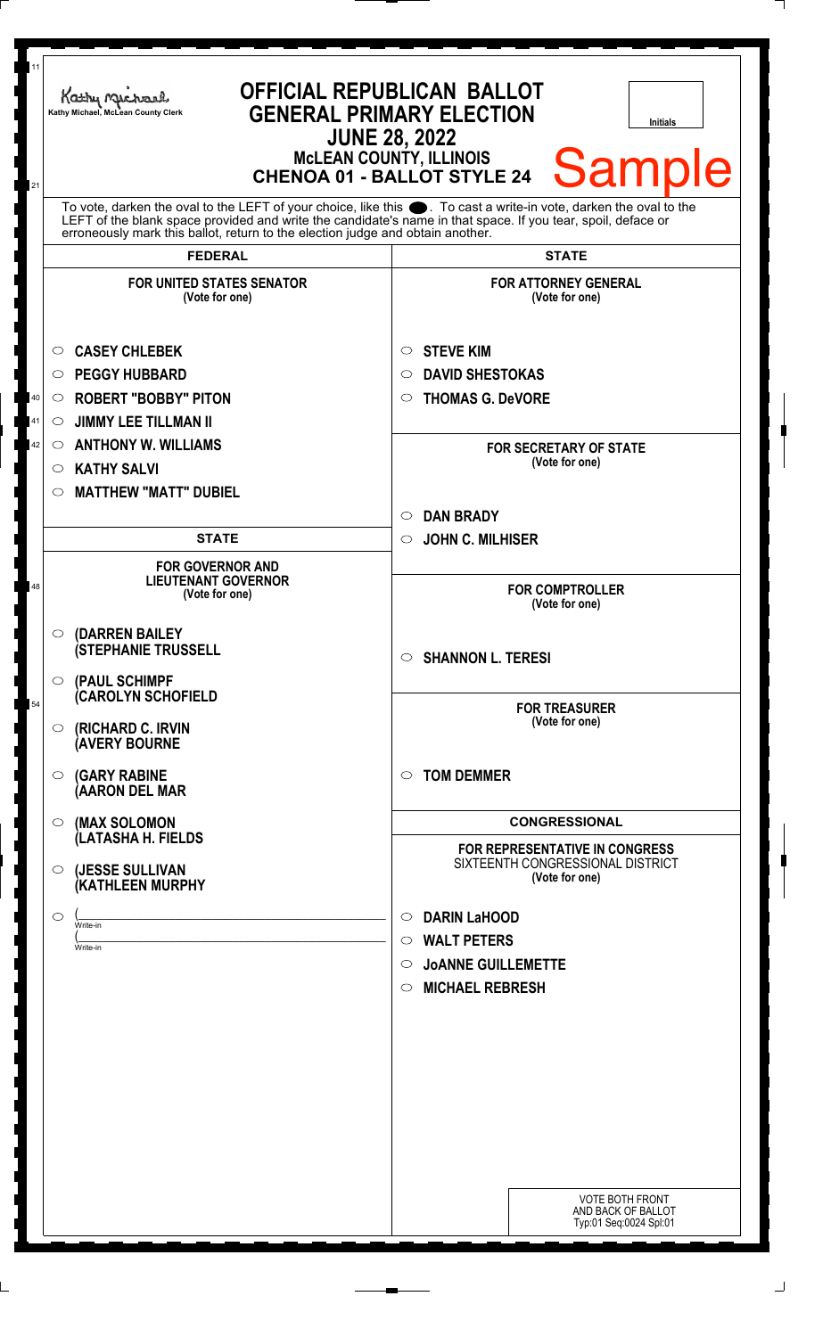Kathy Michael, McLean County Clerk

# OFFICIAL REPUBLICAN BALLOT
## GENERAL PRIMARY ELECTION
## JUNE 28, 2022
## McLEAN COUNTY, ILLINOIS
## CHENOA 01 - BALLOT STYLE 24

Initials

Sample

To vote, darken the oval to the LEFT of your choice, like this ●. To cast a write-in vote, darken the oval to the LEFT of the blank space provided and write the candidate's name in that space. If you tear, spoil, deface or erroneously mark this ballot, return to the election judge and obtain another.

### FEDERAL

**FOR UNITED STATES SENATOR**
(Vote for one)

- ○ CASEY CHLEBEK
- ○ PEGGY HUBBARD
- ○ ROBERT "BOBBY" PITON
- ○ JIMMY LEE TILLMAN II
- ○ ANTHONY W. WILLIAMS
- ○ KATHY SALVI
- ○ MATTHEW "MATT" DUBIEL

### STATE

**FOR GOVERNOR AND LIEUTENANT GOVERNOR**
(Vote for one)

- ○ (DARREN BAILEY (STEPHANIE TRUSSELL
- ○ (PAUL SCHIMPF (CAROLYN SCHOFIELD
- ○ (RICHARD C. IRVIN (AVERY BOURNE
- ○ (GARY RABINE (AARON DEL MAR
- ○ (MAX SOLOMON (LATASHA H. FIELDS
- ○ (JESSE SULLIVAN (KATHLEEN MURPHY
- ○ (\_\_\_\_\_\_\_\_\_\_ Write-in (\_\_\_\_\_\_\_\_\_\_ Write-in

### STATE

**FOR ATTORNEY GENERAL**
(Vote for one)

- ○ STEVE KIM
- ○ DAVID SHESTOKAS
- ○ THOMAS G. DeVORE

**FOR SECRETARY OF STATE**
(Vote for one)

- ○ DAN BRADY
- ○ JOHN C. MILHISER

**FOR COMPTROLLER**
(Vote for one)

- ○ SHANNON L. TERESI

**FOR TREASURER**
(Vote for one)

- ○ TOM DEMMER

### CONGRESSIONAL

**FOR REPRESENTATIVE IN CONGRESS**
SIXTEENTH CONGRESSIONAL DISTRICT
(Vote for one)

- ○ DARIN LaHOOD
- ○ WALT PETERS
- ○ JoANNE GUILLEMETTE
- ○ MICHAEL REBRESH

VOTE BOTH FRONT AND BACK OF BALLOT
Typ:01 Seq:0024 Spl:01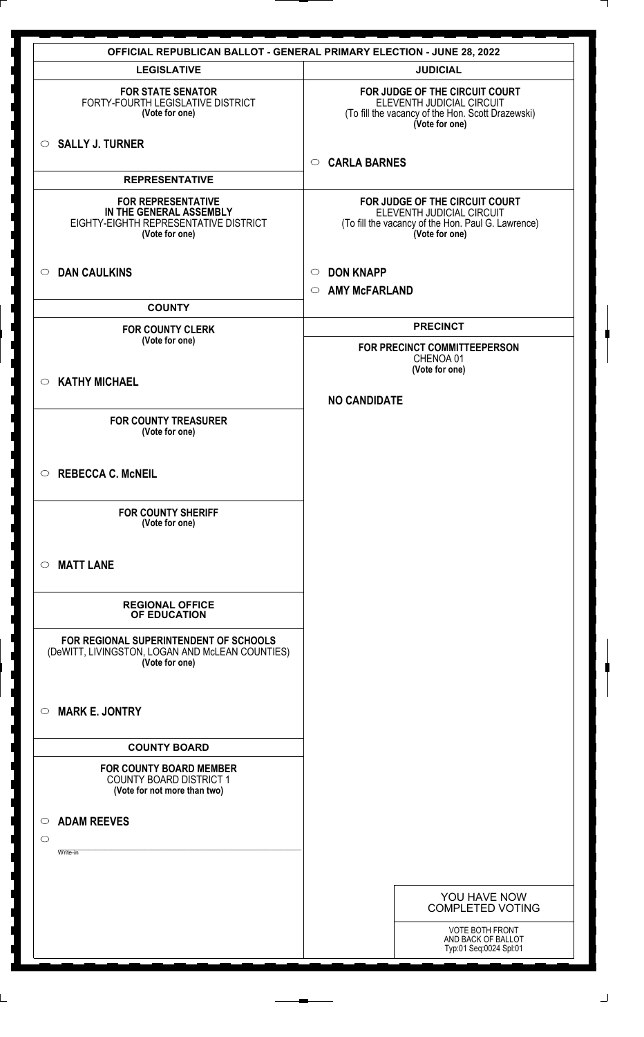# OFFICIAL REPUBLICAN BALLOT - GENERAL PRIMARY ELECTION - JUNE 28, 2022

## LEGISLATIVE

**FOR STATE SENATOR**
FORTY-FOURTH LEGISLATIVE DISTRICT
**(Vote for one)**

○ **SALLY J. TURNER**

## REPRESENTATIVE

**FOR REPRESENTATIVE IN THE GENERAL ASSEMBLY**
EIGHTY-EIGHTH REPRESENTATIVE DISTRICT
**(Vote for one)**

○ **DAN CAULKINS**

## COUNTY

**FOR COUNTY CLERK**
**(Vote for one)**

○ **KATHY MICHAEL**

**FOR COUNTY TREASURER**
**(Vote for one)**

○ **REBECCA C. McNEIL**

**FOR COUNTY SHERIFF**
**(Vote for one)**

○ **MATT LANE**

## REGIONAL OFFICE OF EDUCATION

**FOR REGIONAL SUPERINTENDENT OF SCHOOLS**
(DeWITT, LIVINGSTON, LOGAN AND McLEAN COUNTIES)
**(Vote for one)**

○ **MARK E. JONTRY**

## COUNTY BOARD

**FOR COUNTY BOARD MEMBER**
COUNTY BOARD DISTRICT 1
**(Vote for not more than two)**

○ **ADAM REEVES**

○ ______________________
Write-in

## JUDICIAL

**FOR JUDGE OF THE CIRCUIT COURT**
ELEVENTH JUDICIAL CIRCUIT
(To fill the vacancy of the Hon. Scott Drazewski)
**(Vote for one)**

○ **CARLA BARNES**

**FOR JUDGE OF THE CIRCUIT COURT**
ELEVENTH JUDICIAL CIRCUIT
(To fill the vacancy of the Hon. Paul G. Lawrence)
**(Vote for one)**

○ **DON KNAPP**

○ **AMY McFARLAND**

## PRECINCT

**FOR PRECINCT COMMITTEEPERSON**
CHENOA 01
**(Vote for one)**

**NO CANDIDATE**

YOU HAVE NOW COMPLETED VOTING

VOTE BOTH FRONT AND BACK OF BALLOT
Typ:01 Seq:0024 Spl:01